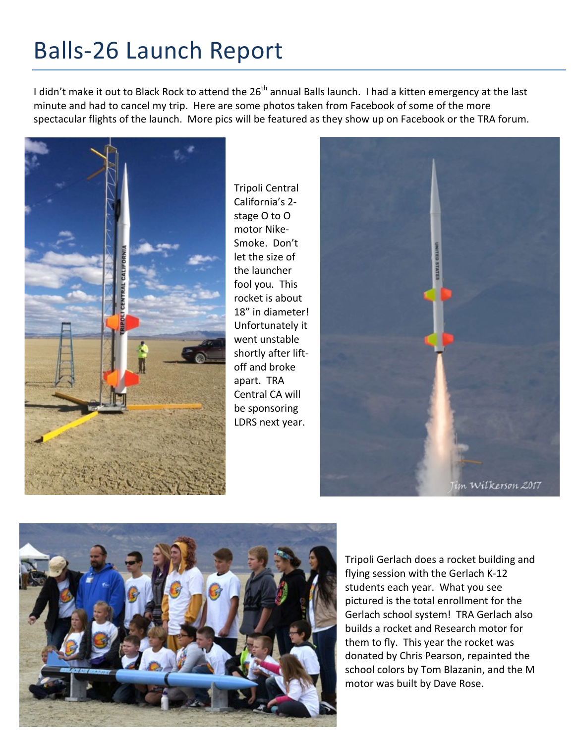# Balls-26 Launch Report

I didn't make it out to Black Rock to attend the 26th annual Balls launch. I had a kitten emergency at the last minute and had to cancel my trip. Here are some photos taken from Facebook of some of the more spectacular flights of the launch. More pics will be featured as they show up on Facebook or the TRA forum.

Tripoli Central California's 2-stage O to O motor Nike-Smoke. Don't let the size of the launcher fool you. This rocket is about 18" in diameter! Unfortunately it went unstable shortly after lift-off and broke apart. TRA Central CA will be sponsoring LDRS next year.

Tripoli Gerlach does a rocket building and flying session with the Gerlach K-12 students each year. What you see pictured is the total enrollment for the Gerlach school system! TRA Gerlach also builds a rocket and Research motor for them to fly. This year the rocket was donated by Chris Pearson, repainted the school colors by Tom Blazanin, and the M motor was built by Dave Rose.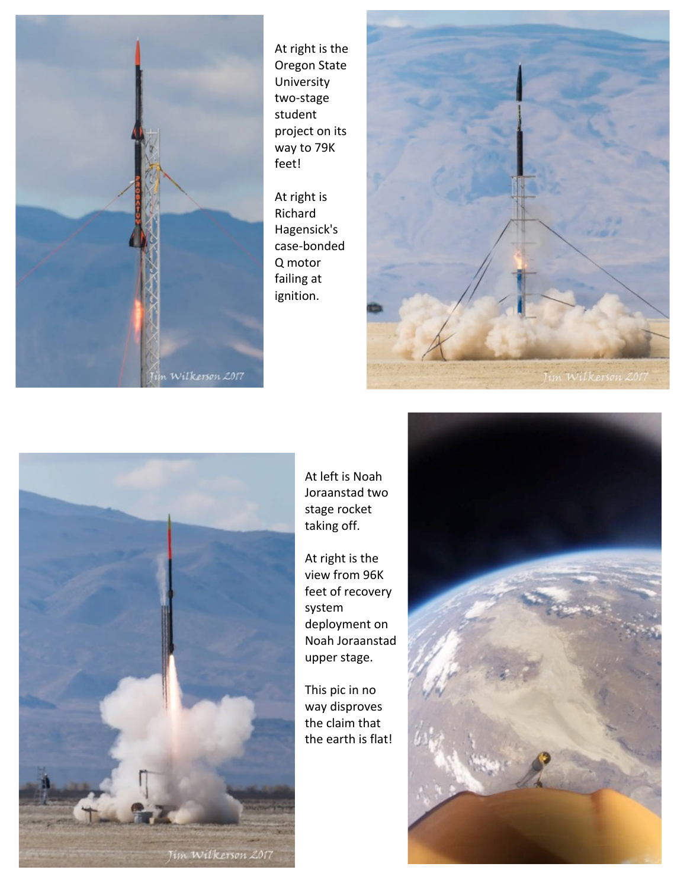At right is the Oregon State University two-stage student project on its way to 79K feet!

At right is Richard Hagensick's case-bonded Q motor failing at ignition.

At left is Noah Joraanstad two stage rocket taking off.

At right is the view from 96K feet of recovery system deployment on Noah Joraanstad upper stage.

This pic in no way disproves the claim that the earth is flat!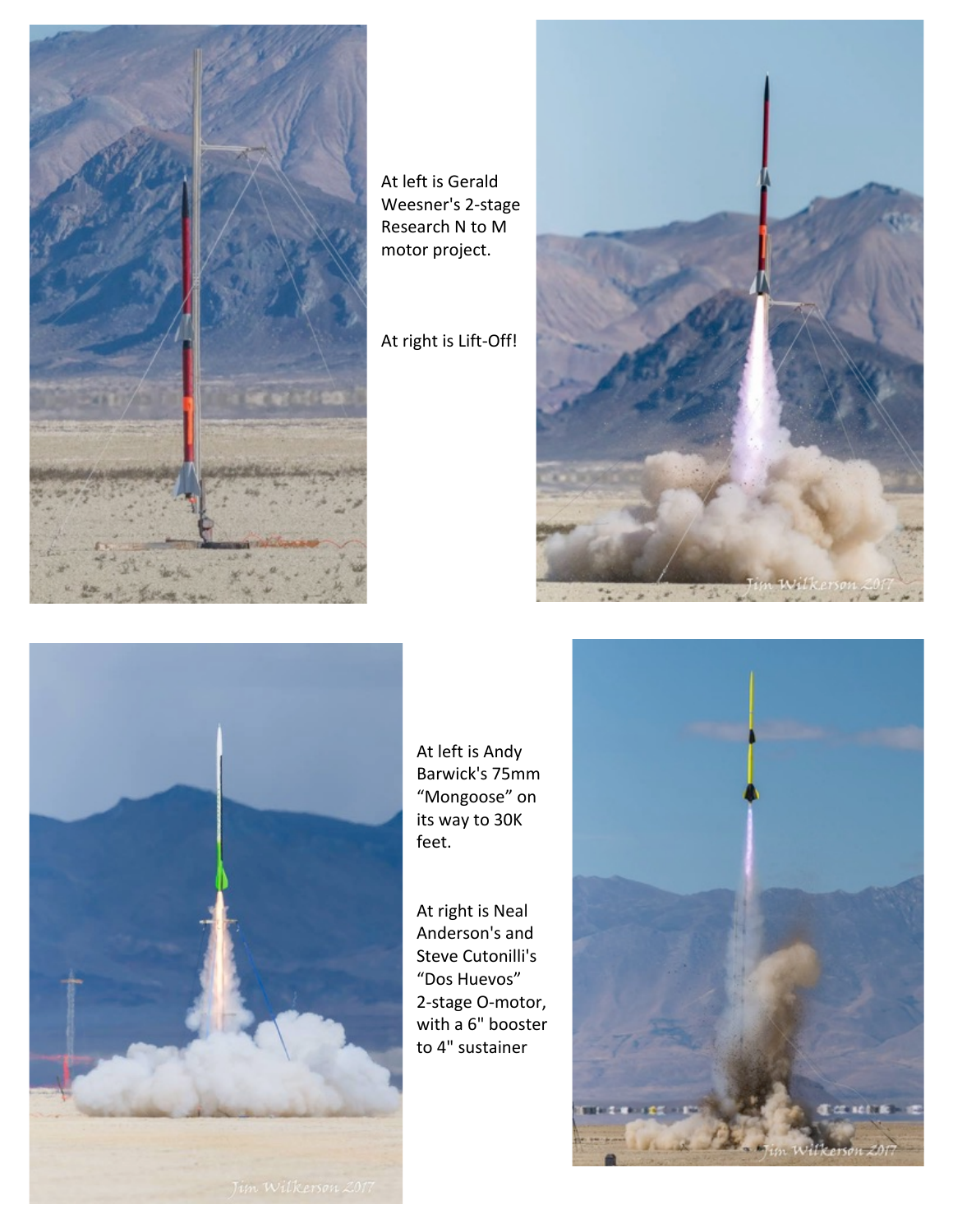At left is Gerald Weesner's 2-stage Research N to M motor project.

At right is Lift-Off!

At left is Andy Barwick's 75mm "Mongoose" on its way to 30K feet.

At right is Neal Anderson's and Steve Cutonilli's "Dos Huevos" 2-stage O-motor, with a 6" booster to 4" sustainer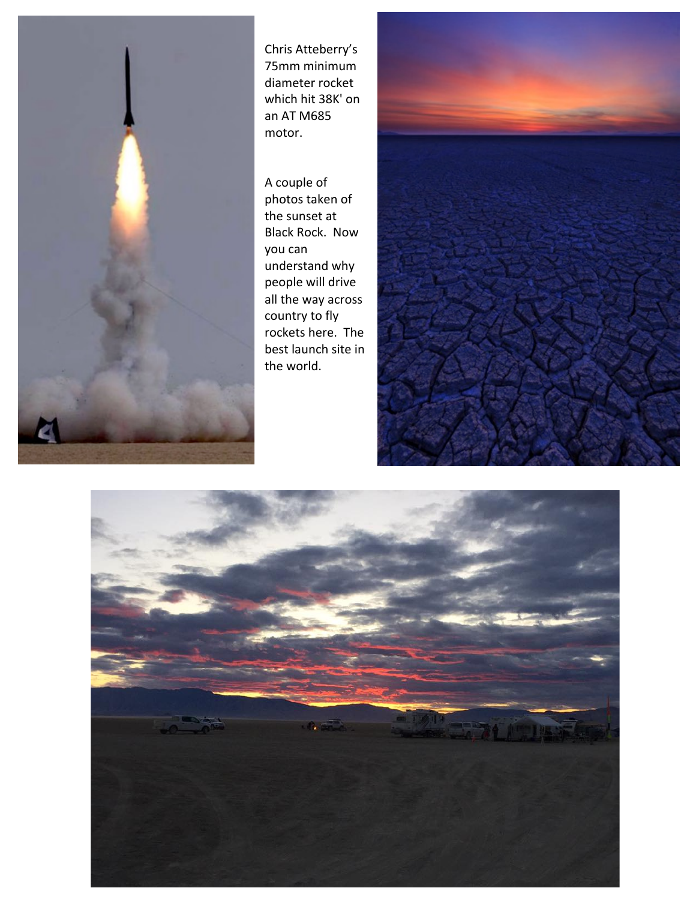Chris Atteberry's 75mm minimum diameter rocket which hit 38K' on an AT M685 motor.

A couple of photos taken of the sunset at Black Rock. Now you can understand why people will drive all the way across country to fly rockets here. The best launch site in the world.